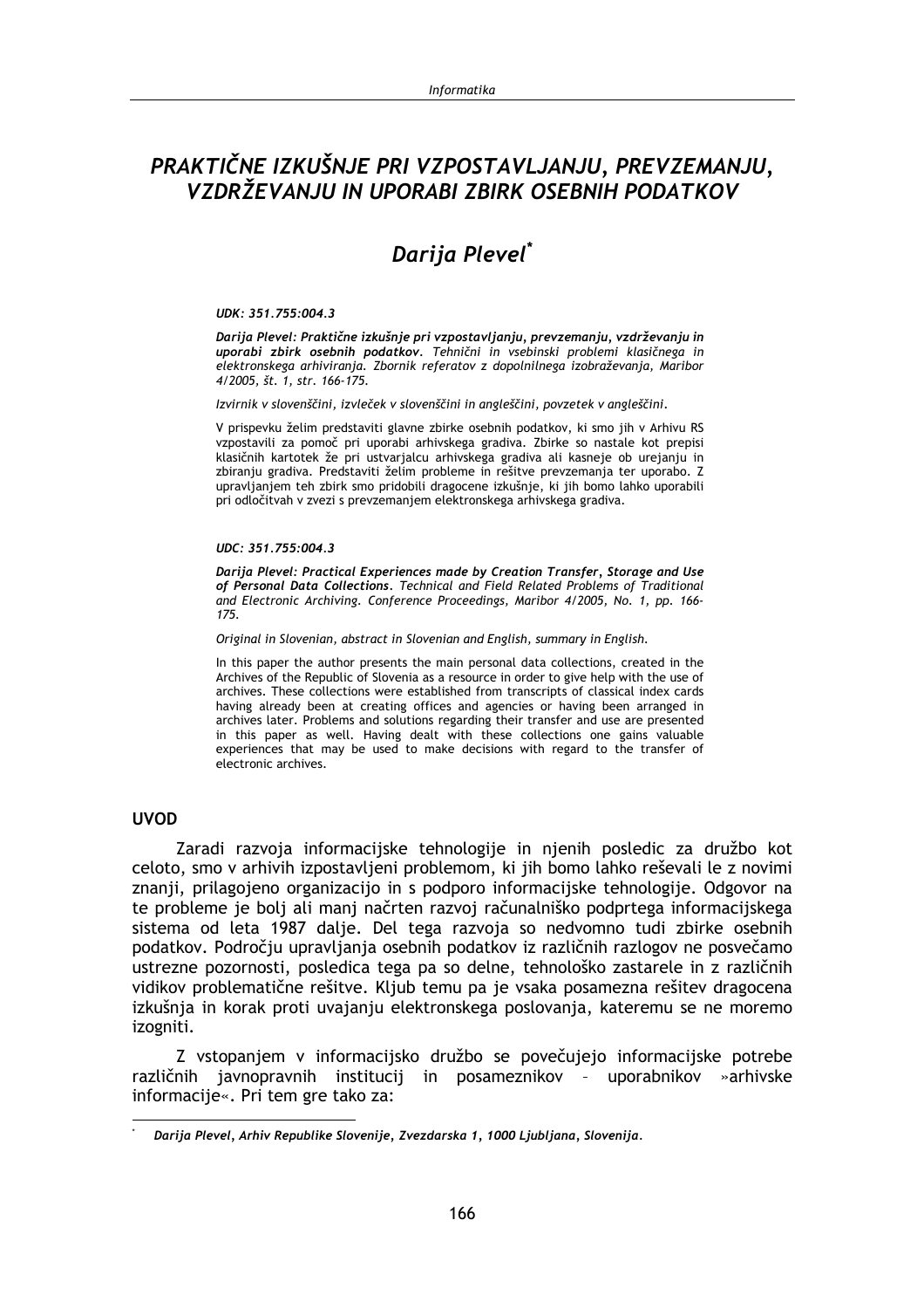# PRAKTIČNE IZKUŠNJE PRI VZPOSTAVLJANJU, PREVZEMANJU, VZDRŽEVANJU IN UPORABI ZBIRK OSEBNIH PODATKOV

## Darija Plevel*

*UDK: 351.755:004.3*

***Darija Plevel: Praktične izkušnje pri vzpostavljanju, prevzemanju, vzdrževanju in uporabi zbirk osebnih podatkov**. Tehnični in vsebinski problemi klasičnega in elektronskega arhiviranja. Zbornik referatov z dopolnilnega izobraževanja, Maribor 4/2005, št. 1, str. 166-175.*

*Izvirnik v slovenščini, izvleček v slovenščini in angleščini, povzetek v angleščini.*

V prispevku želim predstaviti glavne zbirke osebnih podatkov, ki smo jih v Arhivu RS vzpostavili za pomoč pri uporabi arhivskega gradiva. Zbirke so nastale kot prepisi klasičnih kartotek že pri ustvarjalcu arhivskega gradiva ali kasneje ob urejanju in zbiranju gradiva. Predstaviti želim probleme in rešitve prevzemanja ter uporabo. Z upravljanjem teh zbirk smo pridobili dragocene izkušnje, ki jih bomo lahko uporabili pri odločitvah v zvezi s prevzemanjem elektronskega arhivskega gradiva.

*UDC: 351.755:004.3*

***Darija Plevel: Practical Experiences made by Creation Transfer, Storage and Use of Personal Data Collections**. Technical and Field Related Problems of Traditional and Electronic Archiving. Conference Proceedings, Maribor 4/2005, No. 1, pp. 166-175.*

*Original in Slovenian, abstract in Slovenian and English, summary in English.*

In this paper the author presents the main personal data collections, created in the Archives of the Republic of Slovenia as a resource in order to give help with the use of archives. These collections were established from transcripts of classical index cards having already been at creating offices and agencies or having been arranged in archives later. Problems and solutions regarding their transfer and use are presented in this paper as well. Having dealt with these collections one gains valuable experiences that may be used to make decisions with regard to the transfer of electronic archives.

### UVOD

Zaradi razvoja informacijske tehnologije in njenih posledic za družbo kot celoto, smo v arhivih izpostavljeni problemom, ki jih bomo lahko reševali le z novimi znanji, prilagojeno organizacijo in s podporo informacijske tehnologije. Odgovor na te probleme je bolj ali manj načrten razvoj računalniško podprtega informacijskega sistema od leta 1987 dalje. Del tega razvoja so nedvomno tudi zbirke osebnih podatkov. Področju upravljanja osebnih podatkov iz različnih razlogov ne posvečamo ustrezne pozornosti, posledica tega pa so delne, tehnološko zastarele in z različnih vidikov problematične rešitve. Kljub temu pa je vsaka posamezna rešitev dragocena izkušnja in korak proti uvajanju elektronskega poslovanja, kateremu se ne moremo izogniti.

Z vstopanjem v informacijsko družbo se povečujejo informacijske potrebe različnih javnopravnih institucij in posameznikov – uporabnikov »arhivske informacije«. Pri tem gre tako za:

---

\* *Darija Plevel, Arhiv Republike Slovenije, Zvezdarska 1, 1000 Ljubljana, Slovenija.*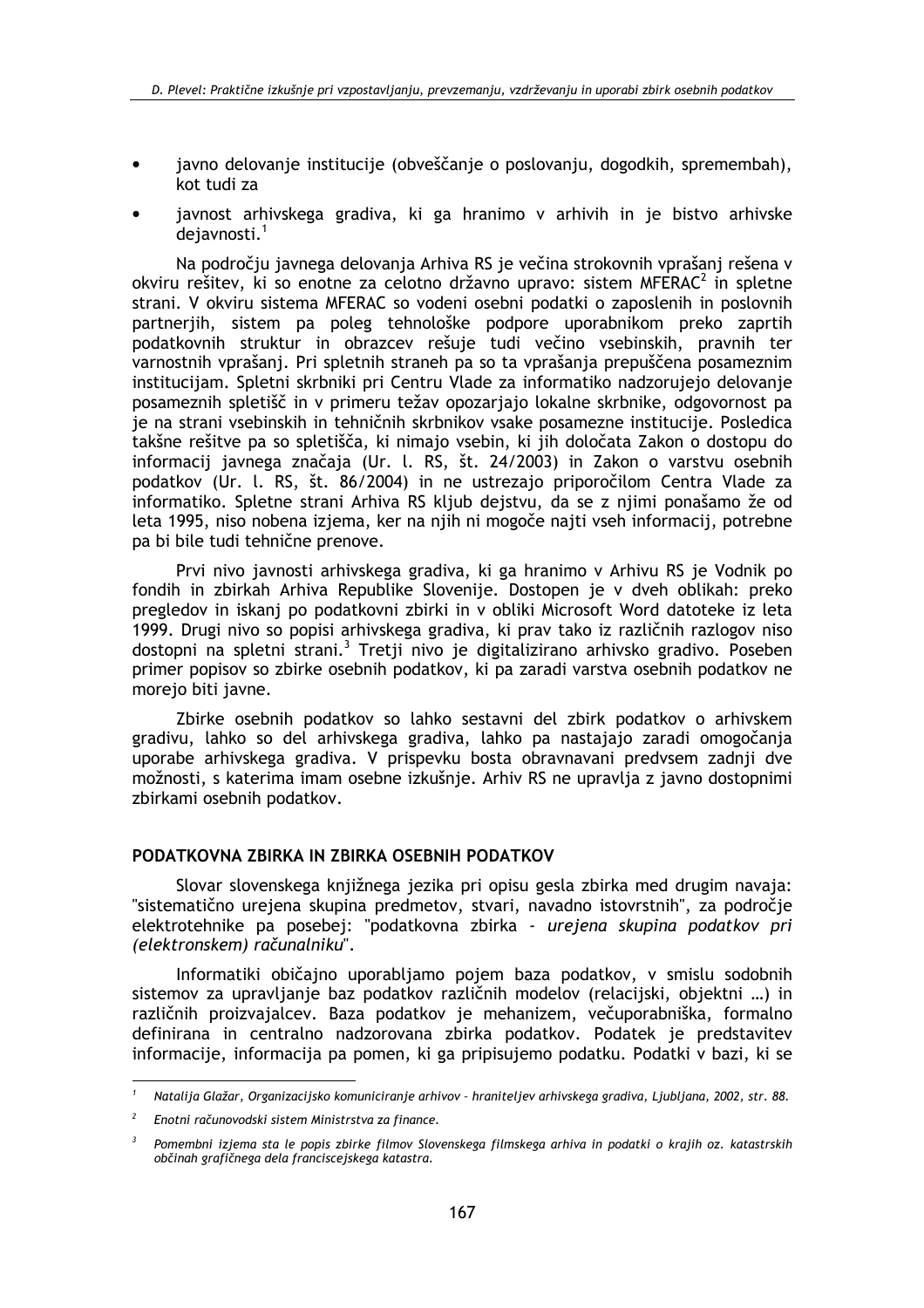- javno delovanje institucije (obveščanje o poslovanju, dogodkih, spremembah), kot tudi za
- javnost arhivskega gradiva, ki ga hranimo v arhivih in je bistvo arhivske dejavnosti.[1]

Na področju javnega delovanja Arhiva RS je večina strokovnih vprašanj rešena v okviru rešitev, ki so enotne za celotno državno upravo: sistem MFERAC[2] in spletne strani. V okviru sistema MFERAC so vodeni osebni podatki o zaposlenih in poslovnih partnerjih, sistem pa poleg tehnološke podpore uporabnikom preko zaprtih podatkovnih struktur in obrazcev rešuje tudi večino vsebinskih, pravnih ter varnostnih vprašanj. Pri spletnih straneh pa so ta vprašanja prepuščena posameznim institucijam. Spletni skrbniki pri Centru Vlade za informatiko nadzorujejo delovanje posameznih spletišč in v primeru težav opozarjajo lokalne skrbnike, odgovornost pa je na strani vsebinskih in tehničnih skrbnikov vsake posamezne institucije. Posledica takšne rešitve pa so spletišča, ki nimajo vsebin, ki jih določata Zakon o dostopu do informacij javnega značaja (Ur. l. RS, št. 24/2003) in Zakon o varstvu osebnih podatkov (Ur. l. RS, št. 86/2004) in ne ustrezajo priporočilom Centra Vlade za informatiko. Spletne strani Arhiva RS kljub dejstvu, da se z njimi ponašamo že od leta 1995, niso nobena izjema, ker na njih ni mogoče najti vseh informacij, potrebne pa bi bile tudi tehnične prenove.

Prvi nivo javnosti arhivskega gradiva, ki ga hranimo v Arhivu RS je Vodnik po fondih in zbirkah Arhiva Republike Slovenije. Dostopen je v dveh oblikah: preko pregledov in iskanj po podatkovni zbirki in v obliki Microsoft Word datoteke iz leta 1999. Drugi nivo so popisi arhivskega gradiva, ki prav tako iz različnih razlogov niso dostopni na spletni strani.[3] Tretji nivo je digitalizirano arhivsko gradivo. Poseben primer popisov so zbirke osebnih podatkov, ki pa zaradi varstva osebnih podatkov ne morejo biti javne.

Zbirke osebnih podatkov so lahko sestavni del zbirk podatkov o arhivskem gradivu, lahko so del arhivskega gradiva, lahko pa nastajajo zaradi omogočanja uporabe arhivskega gradiva. V prispevku bosta obravnavani predvsem zadnji dve možnosti, s katerima imam osebne izkušnje. Arhiv RS ne upravlja z javno dostopnimi zbirkami osebnih podatkov.

## PODATKOVNA ZBIRKA IN ZBIRKA OSEBNIH PODATKOV

Slovar slovenskega knjižnega jezika pri opisu gesla zbirka med drugim navaja: "sistematično urejena skupina predmetov, stvari, navadno istovrstnih", za področje elektrotehnike pa posebej: "podatkovna zbirka - *urejena skupina podatkov pri (elektronskem) računalniku*".

Informatiki običajno uporabljamo pojem baza podatkov, v smislu sodobnih sistemov za upravljanje baz podatkov različnih modelov (relacijski, objektni …) in različnih proizvajalcev. Baza podatkov je mehanizem, večuporabniška, formalno definirana in centralno nadzorovana zbirka podatkov. Podatek je predstavitev informacije, informacija pa pomen, ki ga pripisujemo podatku. Podatki v bazi, ki se

---

[1] *Natalija Glažar, Organizacijsko komuniciranje arhivov – hraniteljev arhivskega gradiva, Ljubljana, 2002, str. 88.*

[2] *Enotni računovodski sistem Ministrstva za finance.*

[3] *Pomembni izjema sta le popis zbirke filmov Slovenskega filmskega arhiva in podatki o krajih oz. katastrskih občinah grafičnega dela franciscejskega katastra.*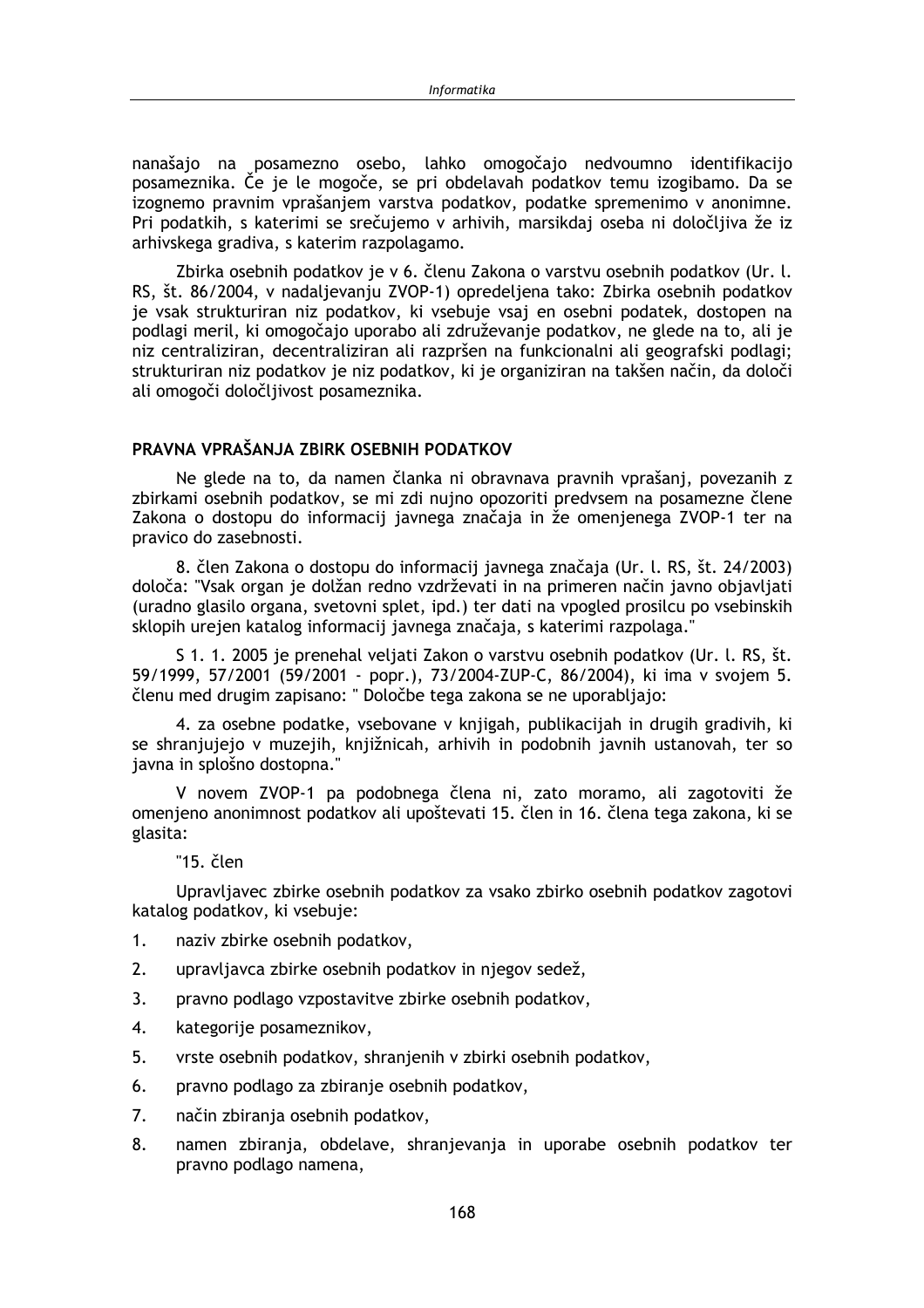nanašajo na posamezno osebo, lahko omogočajo nedvoumno identifikacijo posameznika. Če je le mogoče, se pri obdelavah podatkov temu izogibamo. Da se izognemo pravnim vprašanjem varstva podatkov, podatke spremenimo v anonimne. Pri podatkih, s katerimi se srečujemo v arhivih, marsikdaj oseba ni določljiva že iz arhivskega gradiva, s katerim razpolagamo.

Zbirka osebnih podatkov je v 6. členu Zakona o varstvu osebnih podatkov (Ur. l. RS, št. 86/2004, v nadaljevanju ZVOP-1) opredeljena tako: Zbirka osebnih podatkov je vsak strukturiran niz podatkov, ki vsebuje vsaj en osebni podatek, dostopen na podlagi meril, ki omogočajo uporabo ali združevanje podatkov, ne glede na to, ali je niz centraliziran, decentraliziran ali razpršen na funkcionalni ali geografski podlagi; strukturiran niz podatkov je niz podatkov, ki je organiziran na takšen način, da določi ali omogoči določljivost posameznika.

## PRAVNA VPRAŠANJA ZBIRK OSEBNIH PODATKOV

Ne glede na to, da namen članka ni obravnava pravnih vprašanj, povezanih z zbirkami osebnih podatkov, se mi zdi nujno opozoriti predvsem na posamezne člene Zakona o dostopu do informacij javnega značaja in že omenjenega ZVOP-1 ter na pravico do zasebnosti.

8. člen Zakona o dostopu do informacij javnega značaja (Ur. l. RS, št. 24/2003) določa: "Vsak organ je dolžan redno vzdrževati in na primeren način javno objavljati (uradno glasilo organa, svetovni splet, ipd.) ter dati na vpogled prosilcu po vsebinskih sklopih urejen katalog informacij javnega značaja, s katerimi razpolaga."

S 1. 1. 2005 je prenehal veljati Zakon o varstvu osebnih podatkov (Ur. l. RS, št. 59/1999, 57/2001 (59/2001 - popr.), 73/2004-ZUP-C, 86/2004), ki ima v svojem 5. členu med drugim zapisano: " Določbe tega zakona se ne uporabljajo:

4. za osebne podatke, vsebovane v knjigah, publikacijah in drugih gradivih, ki se shranjujejo v muzejih, knjižnicah, arhivih in podobnih javnih ustanovah, ter so javna in splošno dostopna."

V novem ZVOP-1 pa podobnega člena ni, zato moramo, ali zagotoviti že omenjeno anonimnost podatkov ali upoštevati 15. člen in 16. člena tega zakona, ki se glasita:

"15. člen

Upravljavec zbirke osebnih podatkov za vsako zbirko osebnih podatkov zagotovi katalog podatkov, ki vsebuje:

1. naziv zbirke osebnih podatkov,
2. upravljavca zbirke osebnih podatkov in njegov sedež,
3. pravno podlago vzpostavitve zbirke osebnih podatkov,
4. kategorije posameznikov,
5. vrste osebnih podatkov, shranjenih v zbirki osebnih podatkov,
6. pravno podlago za zbiranje osebnih podatkov,
7. način zbiranja osebnih podatkov,
8. namen zbiranja, obdelave, shranjevanja in uporabe osebnih podatkov ter pravno podlago namena,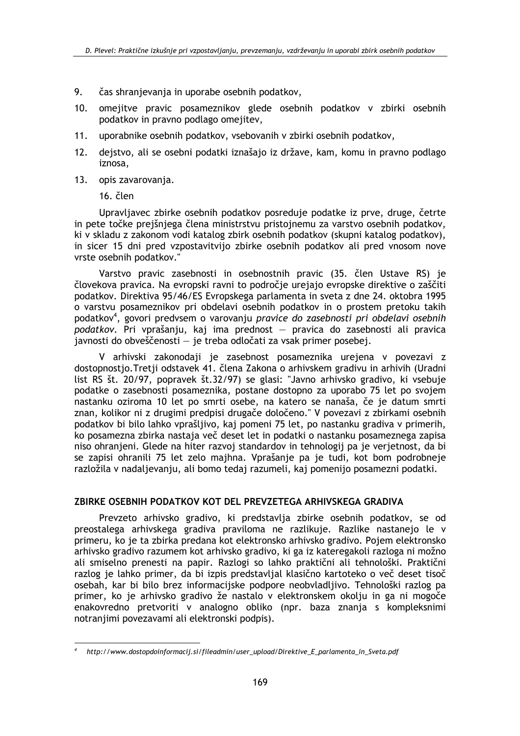9. čas shranjevanja in uporabe osebnih podatkov,
10. omejitve pravic posameznikov glede osebnih podatkov v zbirki osebnih podatkov in pravno podlago omejitev,
11. uporabnike osebnih podatkov, vsebovanih v zbirki osebnih podatkov,
12. dejstvo, ali se osebni podatki iznašajo iz države, kam, komu in pravno podlago iznosa,
13. opis zavarovanja.

16. člen

Upravljavec zbirke osebnih podatkov posreduje podatke iz prve, druge, četrte in pete točke prejšnjega člena ministrstvu pristojnemu za varstvo osebnih podatkov, ki v skladu z zakonom vodi katalog zbirk osebnih podatkov (skupni katalog podatkov), in sicer 15 dni pred vzpostavitvijo zbirke osebnih podatkov ali pred vnosom nove vrste osebnih podatkov."

Varstvo pravic zasebnosti in osebnostnih pravic (35. člen Ustave RS) je človekova pravica. Na evropski ravni to področje urejajo evropske direktive o zaščiti podatkov. Direktiva 95/46/ES Evropskega parlamenta in sveta z dne 24. oktobra 1995 o varstvu posameznikov pri obdelavi osebnih podatkov in o prostem pretoku takih podatkov[4], govori predvsem o varovanju *pravice do zasebnosti pri obdelavi osebnih podatkov*. Pri vprašanju, kaj ima prednost — pravica do zasebnosti ali pravica javnosti do obveščenosti — je treba odločati za vsak primer posebej.

V arhivski zakonodaji je zasebnost posameznika urejena v povezavi z dostopnostjo.Tretji odstavek 41. člena Zakona o arhivskem gradivu in arhivih (Uradni list RS št. 20/97, popravek št.32/97) se glasi: "Javno arhivsko gradivo, ki vsebuje podatke o zasebnosti posameznika, postane dostopno za uporabo 75 let po svojem nastanku oziroma 10 let po smrti osebe, na katero se nanaša, če je datum smrti znan, kolikor ni z drugimi predpisi drugače določeno." V povezavi z zbirkami osebnih podatkov bi bilo lahko vprašljivo, kaj pomeni 75 let, po nastanku gradiva v primerih, ko posamezna zbirka nastaja več deset let in podatki o nastanku posameznega zapisa niso ohranjeni. Glede na hiter razvoj standardov in tehnologij pa je verjetnost, da bi se zapisi ohranili 75 let zelo majhna. Vprašanje pa je tudi, kot bom podrobneje razložila v nadaljevanju, ali bomo tedaj razumeli, kaj pomenijo posamezni podatki.

## ZBIRKE OSEBNIH PODATKOV KOT DEL PREVZETEGA ARHIVSKEGA GRADIVA

Prevzeto arhivsko gradivo, ki predstavlja zbirke osebnih podatkov, se od preostalega arhivskega gradiva praviloma ne razlikuje. Razlike nastanejo le v primeru, ko je ta zbirka predana kot elektronsko arhivsko gradivo. Pojem elektronsko arhivsko gradivo razumem kot arhivsko gradivo, ki ga iz kateregakoli razloga ni možno ali smiselno prenesti na papir. Razlogi so lahko praktični ali tehnološki. Praktični razlog je lahko primer, da bi izpis predstavljal klasično kartoteko o več deset tisoč osebah, kar bi bilo brez informacijske podpore neobvladljivo. Tehnološki razlog pa primer, ko je arhivsko gradivo že nastalo v elektronskem okolju in ga ni mogoče enakovredno pretvoriti v analogno obliko (npr. baza znanja s kompleksnimi notranjimi povezavami ali elektronski podpis).

[4] *http://www.dostopdoinformacij.si/fileadmin/user_upload/Direktive_E_parlamenta_in_Sveta.pdf*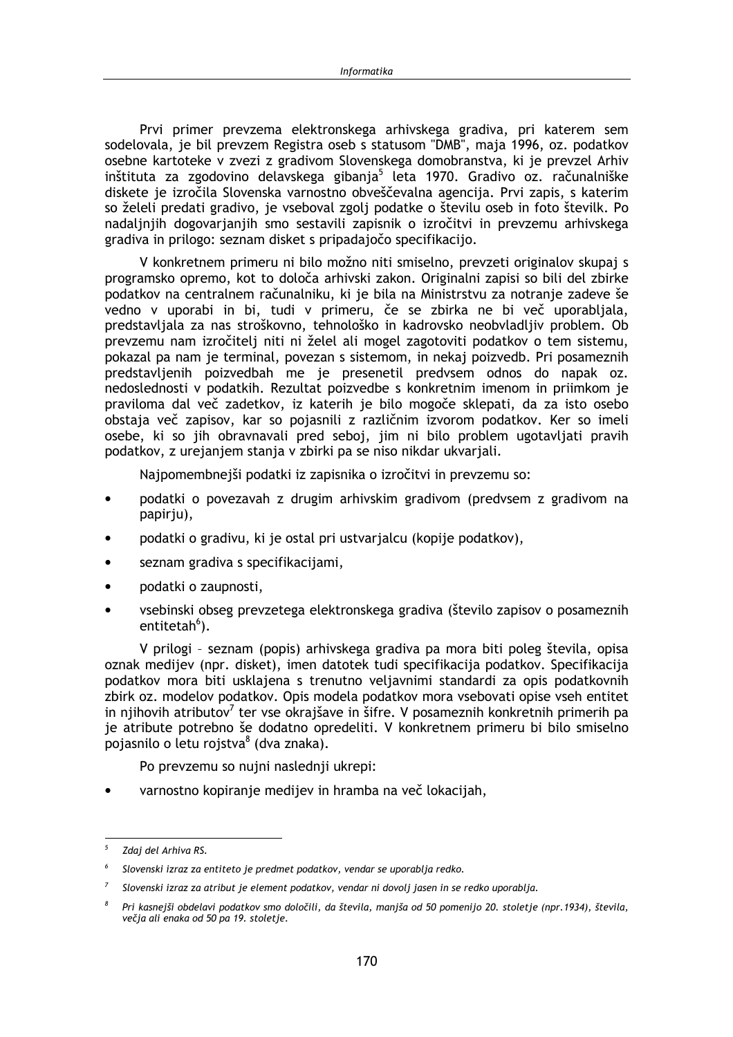Prvi primer prevzema elektronskega arhivskega gradiva, pri katerem sem sodelovala, je bil prevzem Registra oseb s statusom "DMB", maja 1996, oz. podatkov osebne kartoteke v zvezi z gradivom Slovenskega domobranstva, ki je prevzel Arhiv inštituta za zgodovino delavskega gibanja[5] leta 1970. Gradivo oz. računalniške diskete je izročila Slovenska varnostno obveščevalna agencija. Prvi zapis, s katerim so želeli predati gradivo, je vseboval zgolj podatke o številu oseb in foto številk. Po nadaljnjih dogovarjanjih smo sestavili zapisnik o izročitvi in prevzemu arhivskega gradiva in prilogo: seznam disket s pripadajočo specifikacijo.

V konkretnem primeru ni bilo možno niti smiselno, prevzeti originalov skupaj s programsko opremo, kot to določa arhivski zakon. Originalni zapisi so bili del zbirke podatkov na centralnem računalniku, ki je bila na Ministrstvu za notranje zadeve še vedno v uporabi in bi, tudi v primeru, če se zbirka ne bi več uporabljala, predstavljala za nas stroškovno, tehnološko in kadrovsko neobvladljiv problem. Ob prevzemu nam izročitelj niti ni želel ali mogel zagotoviti podatkov o tem sistemu, pokazal pa nam je terminal, povezan s sistemom, in nekaj poizvedb. Pri posameznih predstavljenih poizvedbah me je presenetil predvsem odnos do napak oz. nedoslednosti v podatkih. Rezultat poizvedbe s konkretnim imenom in priimkom je praviloma dal več zadetkov, iz katerih je bilo mogoče sklepati, da za isto osebo obstaja več zapisov, kar so pojasnili z različnim izvorom podatkov. Ker so imeli osebe, ki so jih obravnavali pred seboj, jim ni bilo problem ugotavljati pravih podatkov, z urejanjem stanja v zbirki pa se niso nikdar ukvarjali.

Najpomembnejši podatki iz zapisnika o izročitvi in prevzemu so:

- podatki o povezavah z drugim arhivskim gradivom (predvsem z gradivom na papirju),
- podatki o gradivu, ki je ostal pri ustvarjalcu (kopije podatkov),
- seznam gradiva s specifikacijami,
- podatki o zaupnosti,
- vsebinski obseg prevzetega elektronskega gradiva (število zapisov o posameznih entitetah[6]).

V prilogi – seznam (popis) arhivskega gradiva pa mora biti poleg števila, opisa oznak medijev (npr. disket), imen datotek tudi specifikacija podatkov. Specifikacija podatkov mora biti usklajena s trenutno veljavnimi standardi za opis podatkovnih zbirk oz. modelov podatkov. Opis modela podatkov mora vsebovati opise vseh entitet in njihovih atributov[7] ter vse okrajšave in šifre. V posameznih konkretnih primerih pa je atribute potrebno še dodatno opredeliti. V konkretnem primeru bi bilo smiselno pojasnilo o letu rojstva[8] (dva znaka).

Po prevzemu so nujni naslednji ukrepi:

- varnostno kopiranje medijev in hramba na več lokacijah,

---

[5] *Zdaj del Arhiva RS.*

[6] *Slovenski izraz za entiteto je predmet podatkov, vendar se uporablja redko.*

[7] *Slovenski izraz za atribut je element podatkov, vendar ni dovolj jasen in se redko uporablja.*

[8] *Pri kasnejši obdelavi podatkov smo določili, da števila, manjša od 50 pomenijo 20. stoletje (npr.1934), števila, večja ali enaka od 50 pa 19. stoletje.*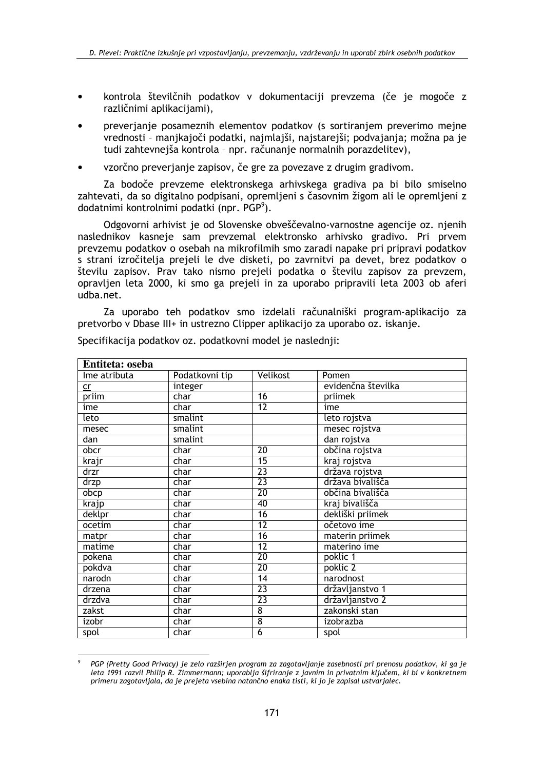- kontrola številčnih podatkov v dokumentaciji prevzema (če je mogoče z različnimi aplikacijami),
- preverjanje posameznih elementov podatkov (s sortiranjem preverimo mejne vrednosti – manjkajoči podatki, najmlajši, najstarejši; podvajanja; možna pa je tudi zahtevnejša kontrola – npr. računanje normalnih porazdelitev),
- vzorčno preverjanje zapisov, če gre za povezave z drugim gradivom.

Za bodoče prevzeme elektronskega arhivskega gradiva pa bi bilo smiselno zahtevati, da so digitalno podpisani, opremljeni s časovnim žigom ali le opremljeni z dodatnimi kontrolnimi podatki (npr. PGP[9]).

Odgovorni arhivist je od Slovenske obveščevalno-varnostne agencije oz. njenih naslednikov kasneje sam prevzemal elektronsko arhivsko gradivo. Pri prvem prevzemu podatkov o osebah na mikrofilmih smo zaradi napake pri pripravi podatkov s strani izročitelja prejeli le dve disketi, po zavrnitvi pa devet, brez podatkov o številu zapisov. Prav tako nismo prejeli podatka o številu zapisov za prevzem, opravljen leta 2000, ki smo ga prejeli in za uporabo pripravili leta 2003 ob aferi udba.net.

Za uporabo teh podatkov smo izdelali računalniški program-aplikacijo za pretvorbo v Dbase III+ in ustrezno Clipper aplikacijo za uporabo oz. iskanje.

Specifikacija podatkov oz. podatkovni model je naslednji:

| **Entiteta: oseba** | | | |
|---|---|---|---|
| Ime atributa | Podatkovni tip | Velikost | Pomen |
| cr | integer | | evidenčna številka |
| priim | char | 16 | priimek |
| ime | char | 12 | ime |
| leto | smalint | | leto rojstva |
| mesec | smalint | | mesec rojstva |
| dan | smalint | | dan rojstva |
| obcr | char | 20 | občina rojstva |
| krajr | char | 15 | kraj rojstva |
| drzr | char | 23 | država rojstva |
| drzp | char | 23 | država bivališča |
| obcp | char | 20 | občina bivališča |
| krajp | char | 40 | kraj bivališča |
| deklpr | char | 16 | dekliški priimek |
| ocetim | char | 12 | očetovo ime |
| matpr | char | 16 | materin priimek |
| matime | char | 12 | materino ime |
| pokena | char | 20 | poklic 1 |
| pokdva | char | 20 | poklic 2 |
| narodn | char | 14 | narodnost |
| drzena | char | 23 | državljanstvo 1 |
| drzdva | char | 23 | državljanstvo 2 |
| zakst | char | 8 | zakonski stan |
| izobr | char | 8 | izobrazba |
| spol | char | 6 | spol |

[9] *PGP (Pretty Good Privacy) je zelo razširjen program za zagotavljanje zasebnosti pri prenosu podatkov, ki ga je leta 1991 razvil Philip R. Zimmermann; uporablja šifriranje z javnim in privatnim ključem, ki bi v konkretnem primeru zagotavljala, da je prejeta vsebina natančno enaka tisti, ki jo je zapisal ustvarjalec.*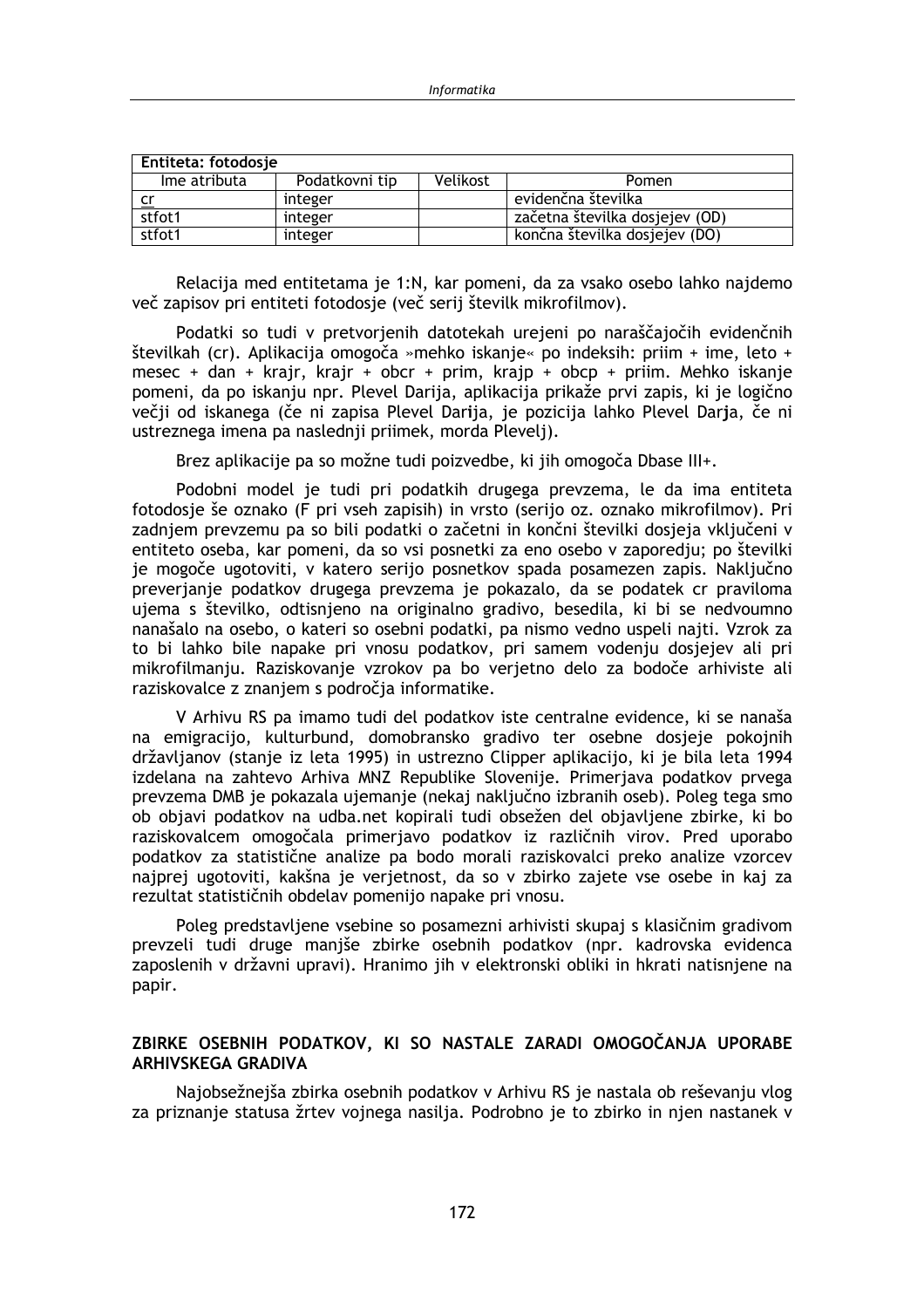| Entiteta: fotodosje | | | |
|---|---|---|---|
| Ime atributa | Podatkovni tip | Velikost | Pomen |
| cr | integer | | evidenčna številka |
| stfot1 | integer | | začetna številka dosjejev (OD) |
| stfot1 | integer | | končna številka dosjejev (DO) |

Relacija med entitetama je 1:N, kar pomeni, da za vsako osebo lahko najdemo več zapisov pri entiteti fotodosje (več serij številk mikrofilmov).

Podatki so tudi v pretvorjenih datotekah urejeni po naraščajočih evidenčnih številkah (cr). Aplikacija omogoča »mehko iskanje« po indeksih: priim + ime, leto + mesec + dan + krajr, krajr + obcr + prim, krajp + obcp + priim. Mehko iskanje pomeni, da po iskanju npr. Plevel Darija, aplikacija prikaže prvi zapis, ki je logično večji od iskanega (če ni zapisa Plevel Dar**i**ja, je pozicija lahko Plevel Dar**j**a, če ni ustreznega imena pa naslednji priimek, morda Plevelj).

Brez aplikacije pa so možne tudi poizvedbe, ki jih omogoča Dbase III+.

Podobni model je tudi pri podatkih drugega prevzema, le da ima entiteta fotodosje še oznako (F pri vseh zapisih) in vrsto (serijo oz. oznako mikrofilmov). Pri zadnjem prevzemu pa so bili podatki o začetni in končni številki dosjeja vključeni v entiteto oseba, kar pomeni, da so vsi posnetki za eno osebo v zaporedju; po številki je mogoče ugotoviti, v katero serijo posnetkov spada posamezen zapis. Naključno preverjanje podatkov drugega prevzema je pokazalo, da se podatek cr praviloma ujema s številko, odtisnjeno na originalno gradivo, besedila, ki bi se nedvoumno nanašalo na osebo, o kateri so osebni podatki, pa nismo vedno uspeli najti. Vzrok za to bi lahko bile napake pri vnosu podatkov, pri samem vodenju dosjejev ali pri mikrofilmanju. Raziskovanje vzrokov pa bo verjetno delo za bodoče arhiviste ali raziskovalce z znanjem s področja informatike.

V Arhivu RS pa imamo tudi del podatkov iste centralne evidence, ki se nanaša na emigracijo, kulturbund, domobransko gradivo ter osebne dosjeje pokojnih državljanov (stanje iz leta 1995) in ustrezno Clipper aplikacijo, ki je bila leta 1994 izdelana na zahtevo Arhiva MNZ Republike Slovenije. Primerjava podatkov prvega prevzema DMB je pokazala ujemanje (nekaj naključno izbranih oseb). Poleg tega smo ob objavi podatkov na udba.net kopirali tudi obsežen del objavljene zbirke, ki bo raziskovalcem omogočala primerjavo podatkov iz različnih virov. Pred uporabo podatkov za statistične analize pa bodo morali raziskovalci preko analize vzorcev najprej ugotoviti, kakšna je verjetnost, da so v zbirko zajete vse osebe in kaj za rezultat statističnih obdelav pomenijo napake pri vnosu.

Poleg predstavljene vsebine so posamezni arhivisti skupaj s klasičnim gradivom prevzeli tudi druge manjše zbirke osebnih podatkov (npr. kadrovska evidenca zaposlenih v državni upravi). Hranimo jih v elektronski obliki in hkrati natisnjene na papir.

## ZBIRKE OSEBNIH PODATKOV, KI SO NASTALE ZARADI OMOGOČANJA UPORABE ARHIVSKEGA GRADIVA

Najobsežnejša zbirka osebnih podatkov v Arhivu RS je nastala ob reševanju vlog za priznanje statusa žrtev vojnega nasilja. Podrobno je to zbirko in njen nastanek v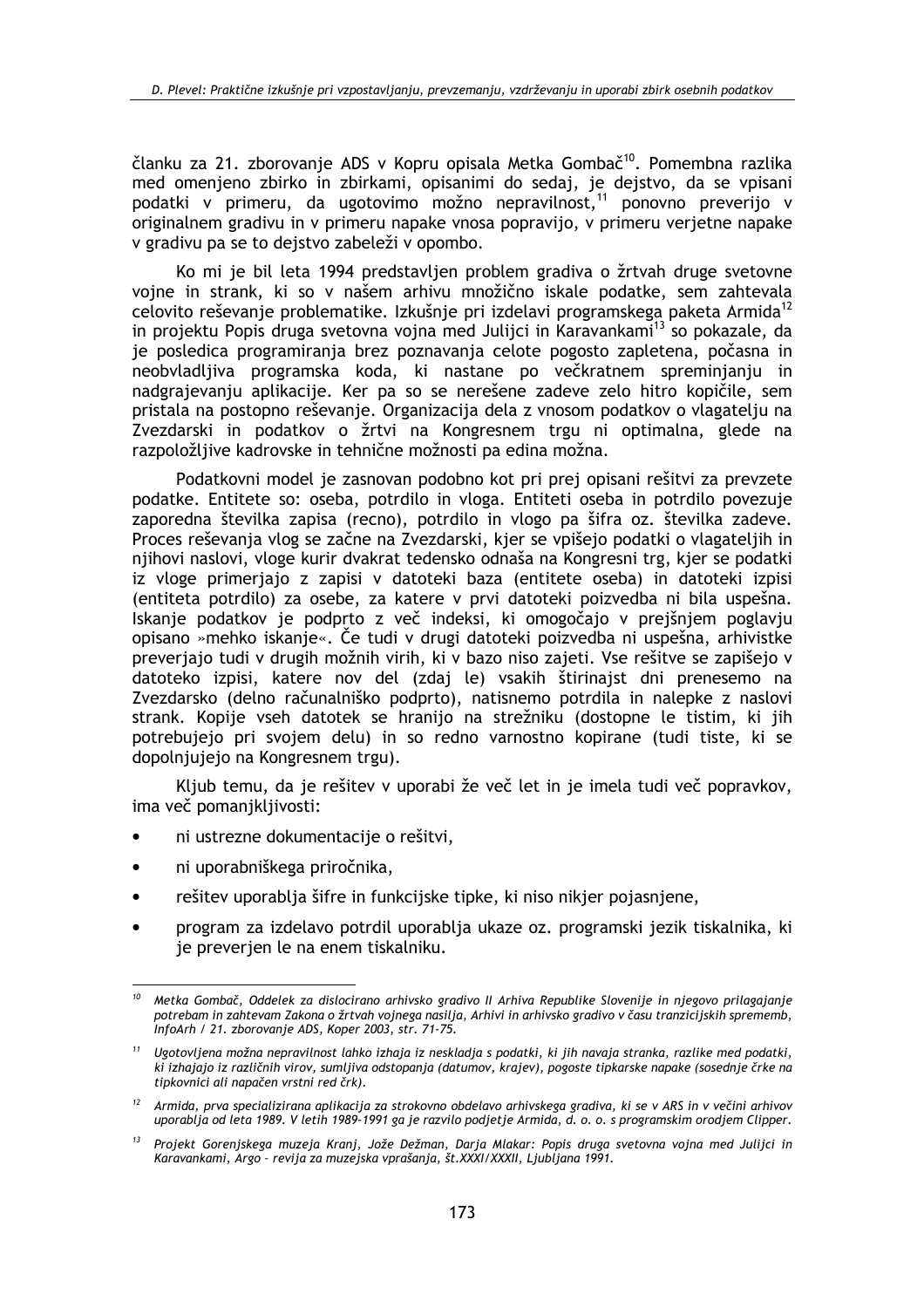članku za 21. zborovanje ADS v Kopru opisala Metka Gombač[10]. Pomembna razlika med omenjeno zbirko in zbirkami, opisanimi do sedaj, je dejstvo, da se vpisani podatki v primeru, da ugotovimo možno nepravilnost,[11] ponovno preverijo v originalnem gradivu in v primeru napake vnosa popravijo, v primeru verjetne napake v gradivu pa se to dejstvo zabeleži v opombo.

Ko mi je bil leta 1994 predstavljen problem gradiva o žrtvah druge svetovne vojne in strank, ki so v našem arhivu množično iskale podatke, sem zahtevala celovito reševanje problematike. Izkušnje pri izdelavi programskega paketa Armida[12] in projektu Popis druga svetovna vojna med Julijci in Karavankami[13] so pokazale, da je posledica programiranja brez poznavanja celote pogosto zapletena, počasna in neobvladljiva programska koda, ki nastane po večkratnem spreminjanju in nadgrajevanju aplikacije. Ker pa so se nerešene zadeve zelo hitro kopičile, sem pristala na postopno reševanje. Organizacija dela z vnosom podatkov o vlagatelju na Zvezdarski in podatkov o žrtvi na Kongresnem trgu ni optimalna, glede na razpoložljive kadrovske in tehnične možnosti pa edina možna.

Podatkovni model je zasnovan podobno kot pri prej opisani rešitvi za prevzete podatke. Entitete so: oseba, potrdilo in vloga. Entiteti oseba in potrdilo povezuje zaporedna številka zapisa (recno), potrdilo in vlogo pa šifra oz. številka zadeve. Proces reševanja vlog se začne na Zvezdarski, kjer se vpišejo podatki o vlagateljih in njihovi naslovi, vloge kurir dvakrat tedensko odnaša na Kongresni trg, kjer se podatki iz vloge primerjajo z zapisi v datoteki baza (entitete oseba) in datoteki izpisi (entiteta potrdilo) za osebe, za katere v prvi datoteki poizvedba ni bila uspešna. Iskanje podatkov je podprto z več indeksi, ki omogočajo v prejšnjem poglavju opisano »mehko iskanje«. Če tudi v drugi datoteki poizvedba ni uspešna, arhivistke preverjajo tudi v drugih možnih virih, ki v bazo niso zajeti. Vse rešitve se zapišejo v datoteko izpisi, katere nov del (zdaj le) vsakih štirinajst dni prenesemo na Zvezdarsko (delno računalniško podprto), natisnemo potrdila in nalepke z naslovi strank. Kopije vseh datotek se hranijo na strežniku (dostopne le tistim, ki jih potrebujejo pri svojem delu) in so redno varnostno kopirane (tudi tiste, ki se dopolnjujejo na Kongresnem trgu).

Kljub temu, da je rešitev v uporabi že več let in je imela tudi več popravkov, ima več pomanjkljivosti:

- ni ustrezne dokumentacije o rešitvi,
- ni uporabniškega priročnika,
- rešitev uporablja šifre in funkcijske tipke, ki niso nikjer pojasnjene,
- program za izdelavo potrdil uporablja ukaze oz. programski jezik tiskalnika, ki je preverjen le na enem tiskalniku.

---

[10] *Metka Gombač, Oddelek za dislocirano arhivsko gradivo II Arhiva Republike Slovenije in njegovo prilagajanje potrebam in zahtevam Zakona o žrtvah vojnega nasilja, Arhivi in arhivsko gradivo v času tranzicijskih sprememb, InfoArh / 21. zborovanje ADS, Koper 2003, str. 71-75.*

[11] *Ugotovljena možna nepravilnost lahko izhaja iz neskladja s podatki, ki jih navaja stranka, razlike med podatki, ki izhajajo iz različnih virov, sumljiva odstopanja (datumov, krajev), pogoste tipkarske napake (sosednje črke na tipkovnici ali napačen vrstni red črk).*

[12] *Armida, prva specializirana aplikacija za strokovno obdelavo arhivskega gradiva, ki se v ARS in v večini arhivov uporablja od leta 1989. V letih 1989-1991 ga je razvilo podjetje Armida, d. o. o. s programskim orodjem Clipper.*

[13] *Projekt Gorenjskega muzeja Kranj, Jože Dežman, Darja Mlakar: Popis druga svetovna vojna med Julijci in Karavankami, Argo - revija za muzejska vprašanja, št.XXXI/XXXII, Ljubljana 1991.*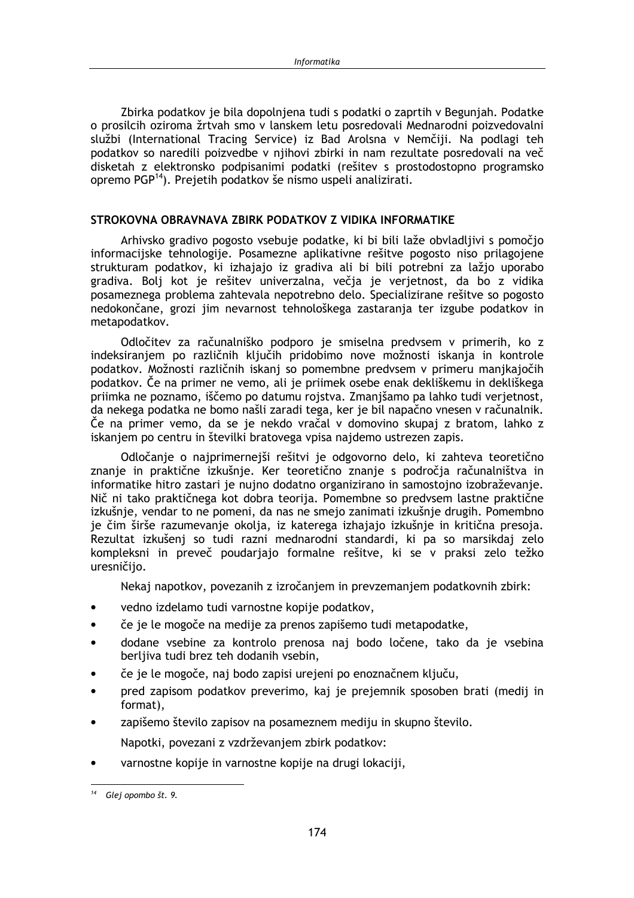Zbirka podatkov je bila dopolnjena tudi s podatki o zaprtih v Begunjah. Podatke o prosilcih oziroma žrtvah smo v lanskem letu posredovali Mednarodni poizvedovalni službi (International Tracing Service) iz Bad Arolsna v Nemčiji. Na podlagi teh podatkov so naredili poizvedbe v njihovi zbirki in nam rezultate posredovali na več disketah z elektronsko podpisanimi podatki (rešitev s prostodostopno programsko opremo PGP[14]). Prejetih podatkov še nismo uspeli analizirati.

## STROKOVNA OBRAVNAVA ZBIRK PODATKOV Z VIDIKA INFORMATIKE

Arhivsko gradivo pogosto vsebuje podatke, ki bi bili laže obvladljivi s pomočjo informacijske tehnologije. Posamezne aplikativne rešitve pogosto niso prilagojene strukturam podatkov, ki izhajajo iz gradiva ali bi bili potrebni za lažjo uporabo gradiva. Bolj kot je rešitev univerzalna, večja je verjetnost, da bo z vidika posameznega problema zahtevala nepotrebno delo. Specializirane rešitve so pogosto nedokončane, grozi jim nevarnost tehnološkega zastaranja ter izgube podatkov in metapodatkov.

Odločitev za računalniško podporo je smiselna predvsem v primerih, ko z indeksiranjem po različnih ključih pridobimo nove možnosti iskanja in kontrole podatkov. Možnosti različnih iskanj so pomembne predvsem v primeru manjkajočih podatkov. Če na primer ne vemo, ali je priimek osebe enak dekliškemu in dekliškega priimka ne poznamo, iščemo po datumu rojstva. Zmanjšamo pa lahko tudi verjetnost, da nekega podatka ne bomo našli zaradi tega, ker je bil napačno vnesen v računalnik. Če na primer vemo, da se je nekdo vračal v domovino skupaj z bratom, lahko z iskanjem po centru in številki bratovega vpisa najdemo ustrezen zapis.

Odločanje o najprimernejši rešitvi je odgovorno delo, ki zahteva teoretično znanje in praktične izkušnje. Ker teoretično znanje s področja računalništva in informatike hitro zastari je nujno dodatno organizirano in samostojno izobraževanje. Nič ni tako praktičnega kot dobra teorija. Pomembne so predvsem lastne praktične izkušnje, vendar to ne pomeni, da nas ne smejo zanimati izkušnje drugih. Pomembno je čim širše razumevanje okolja, iz katerega izhajajo izkušnje in kritična presoja. Rezultat izkušenj so tudi razni mednarodni standardi, ki pa so marsikdaj zelo kompleksni in preveč poudarjajo formalne rešitve, ki se v praksi zelo težko uresničijo.

Nekaj napotkov, povezanih z izročanjem in prevzemanjem podatkovnih zbirk:

- vedno izdelamo tudi varnostne kopije podatkov,
- če je le mogoče na medije za prenos zapišemo tudi metapodatke,
- dodane vsebine za kontrolo prenosa naj bodo ločene, tako da je vsebina berljiva tudi brez teh dodanih vsebin,
- če je le mogoče, naj bodo zapisi urejeni po enoznačnem ključu,
- pred zapisom podatkov preverimo, kaj je prejemnik sposoben brati (medij in format),
- zapišemo število zapisov na posameznem mediju in skupno število.

Napotki, povezani z vzdrževanjem zbirk podatkov:

- varnostne kopije in varnostne kopije na drugi lokaciji,

[14] *Glej opombo št. 9.*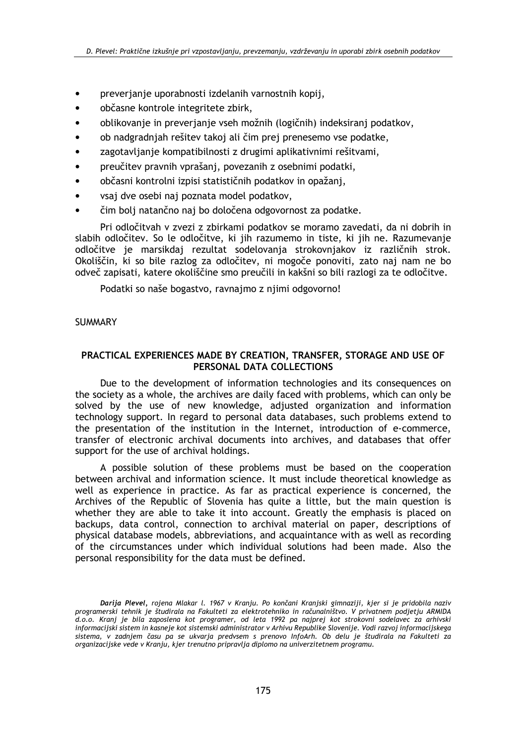- preverjanje uporabnosti izdelanih varnostnih kopij,
- občasne kontrole integritete zbirk,
- oblikovanje in preverjanje vseh možnih (logičnih) indeksiranj podatkov,
- ob nadgradnjah rešitev takoj ali čim prej prenesemo vse podatke,
- zagotavljanje kompatibilnosti z drugimi aplikativnimi rešitvami,
- preučitev pravnih vprašanj, povezanih z osebnimi podatki,
- občasni kontrolni izpisi statističnih podatkov in opažanj,
- vsaj dve osebi naj poznata model podatkov,
- čim bolj natančno naj bo določena odgovornost za podatke.

Pri odločitvah v zvezi z zbirkami podatkov se moramo zavedati, da ni dobrih in slabih odločitev. So le odločitve, ki jih razumemo in tiste, ki jih ne. Razumevanje odločitve je marsikdaj rezultat sodelovanja strokovnjakov iz različnih strok. Okoliščin, ki so bile razlog za odločitev, ni mogoče ponoviti, zato naj nam ne bo odveč zapisati, katere okoliščine smo preučili in kakšni so bili razlogi za te odločitve.

Podatki so naše bogastvo, ravnajmo z njimi odgovorno!

SUMMARY

## PRACTICAL EXPERIENCES MADE BY CREATION, TRANSFER, STORAGE AND USE OF PERSONAL DATA COLLECTIONS

Due to the development of information technologies and its consequences on the society as a whole, the archives are daily faced with problems, which can only be solved by the use of new knowledge, adjusted organization and information technology support. In regard to personal data databases, such problems extend to the presentation of the institution in the Internet, introduction of e-commerce, transfer of electronic archival documents into archives, and databases that offer support for the use of archival holdings.

A possible solution of these problems must be based on the cooperation between archival and information science. It must include theoretical knowledge as well as experience in practice. As far as practical experience is concerned, the Archives of the Republic of Slovenia has quite a little, but the main question is whether they are able to take it into account. Greatly the emphasis is placed on backups, data control, connection to archival material on paper, descriptions of physical database models, abbreviations, and acquaintance with as well as recording of the circumstances under which individual solutions had been made. Also the personal responsibility for the data must be defined.

*__Darija Plevel__, rojena Mlakar l. 1967 v Kranju. Po končani Kranjski gimnaziji, kjer si je pridobila naziv programerski tehnik je študirala na Fakulteti za elektrotehniko in računalništvo. V privatnem podjetju ARMIDA d.o.o. Kranj je bila zaposlena kot programer, od leta 1992 pa najprej kot strokovni sodelavec za arhivski informacijski sistem in kasneje kot sistemski administrator v Arhivu Republike Slovenije. Vodi razvoj informacijskega sistema, v zadnjem času pa se ukvarja predvsem s prenovo InfoArh. Ob delu je študirala na Fakulteti za organizacijske vede v Kranju, kjer trenutno pripravlja diplomo na univerzitetnem programu.*